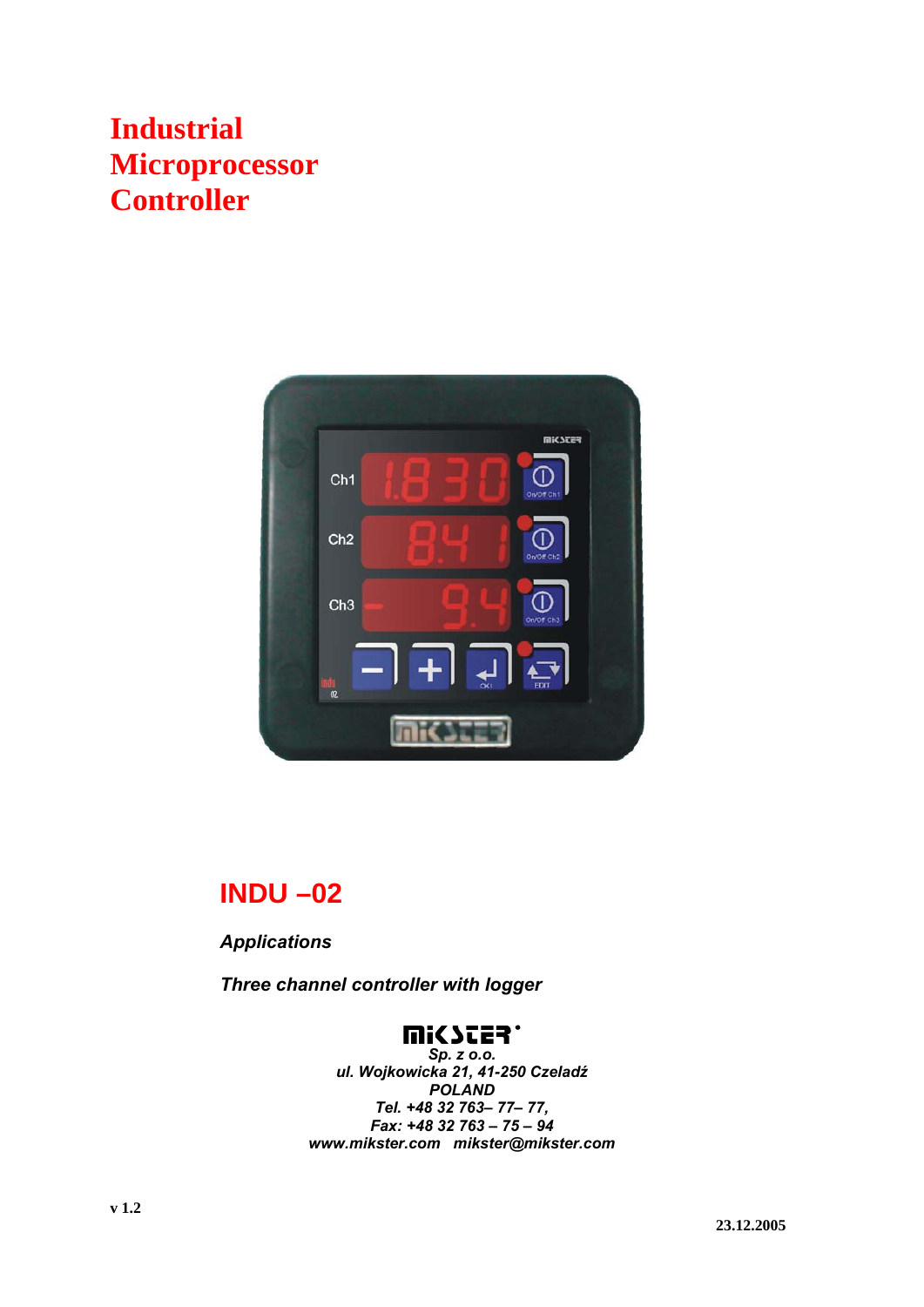# Industrial Microprocessor Controller

## INDU –02

***Applications***

***Three channel controller with logger***

**MIKSTER**

***Sp. z o.o.***
***ul. Wojkowicka 21, 41-250 Czeladź***
***POLAND***
***Tel. +48 32 763– 77– 77,***
***Fax: +48 32 763 – 75 – 94***
***www.mikster.com  mikster@mikster.com***

**v 1.2**

**23.12.2005**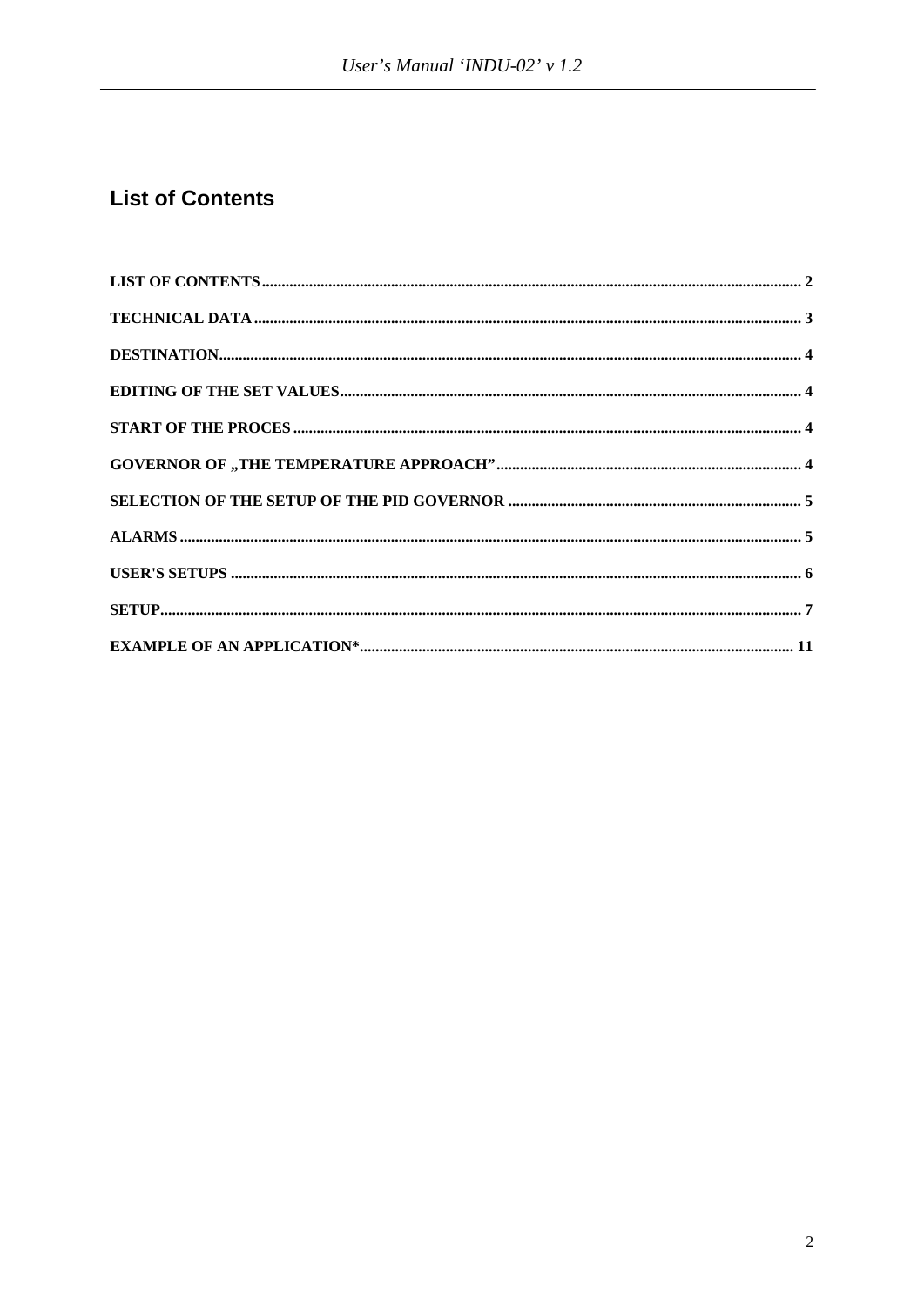## List of Contents

LIST OF CONTENTS ........................................................................................................ 2

TECHNICAL DATA ........................................................................................................ 3

DESTINATION................................................................................................................. 4

EDITING OF THE SET VALUES.................................................................................... 4

START OF THE PROCES ................................................................................................ 4

GOVERNOR OF „THE TEMPERATURE APPROACH” ............................................. 4

SELECTION OF THE SETUP OF THE PID GOVERNOR ............................................ 5

ALARMS ........................................................................................................................... 5

USER'S SETUPS .............................................................................................................. 6

SETUP................................................................................................................................ 7

EXAMPLE OF AN APPLICATION*.............................................................................. 11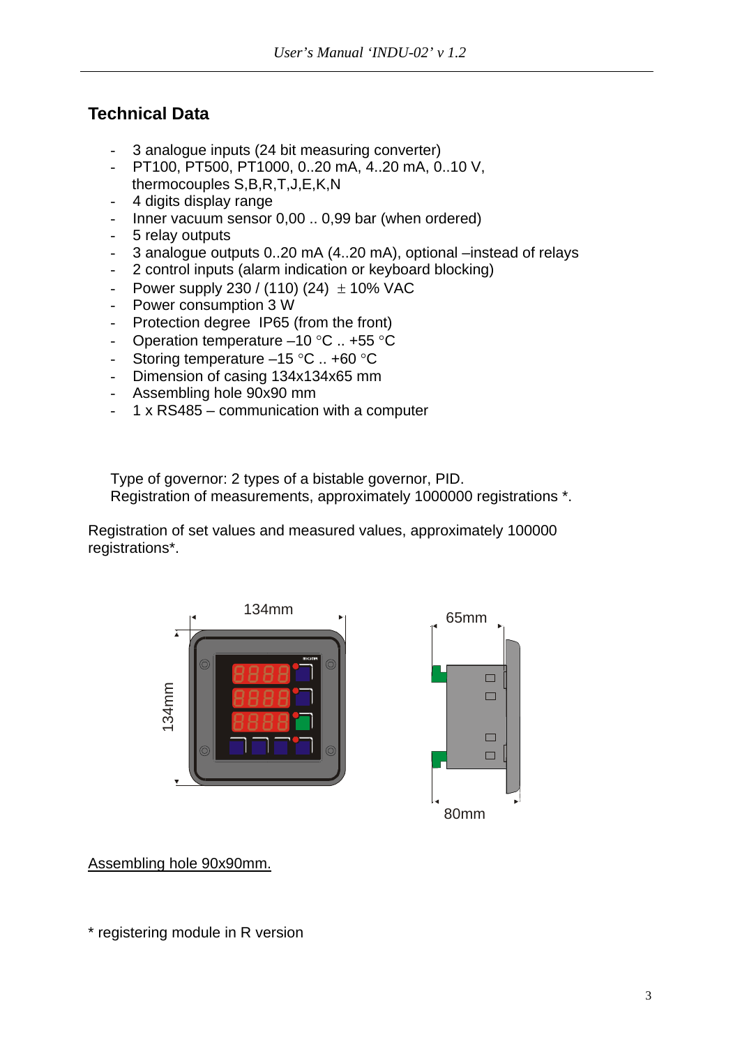## Technical Data

- 3 analogue inputs (24 bit measuring converter)
- PT100, PT500, PT1000, 0..20 mA, 4..20 mA, 0..10 V, thermocouples S,B,R,T,J,E,K,N
- 4 digits display range
- Inner vacuum sensor 0,00 .. 0,99 bar (when ordered)
- 5 relay outputs
- 3 analogue outputs 0..20 mA (4..20 mA), optional –instead of relays
- 2 control inputs (alarm indication or keyboard blocking)
- Power supply 230 / (110) (24) ± 10% VAC
- Power consumption 3 W
- Protection degree IP65 (from the front)
- Operation temperature –10 °C .. +55 °C
- Storing temperature –15 °C .. +60 °C
- Dimension of casing 134x134x65 mm
- Assembling hole 90x90 mm
- 1 x RS485 – communication with a computer

Type of governor: 2 types of a bistable governor, PID.
Registration of measurements, approximately 1000000 registrations *.

Registration of set values and measured values, approximately 100000 registrations*.

134mm

134mm

65mm

80mm

Assembling hole 90x90mm.

\* registering module in R version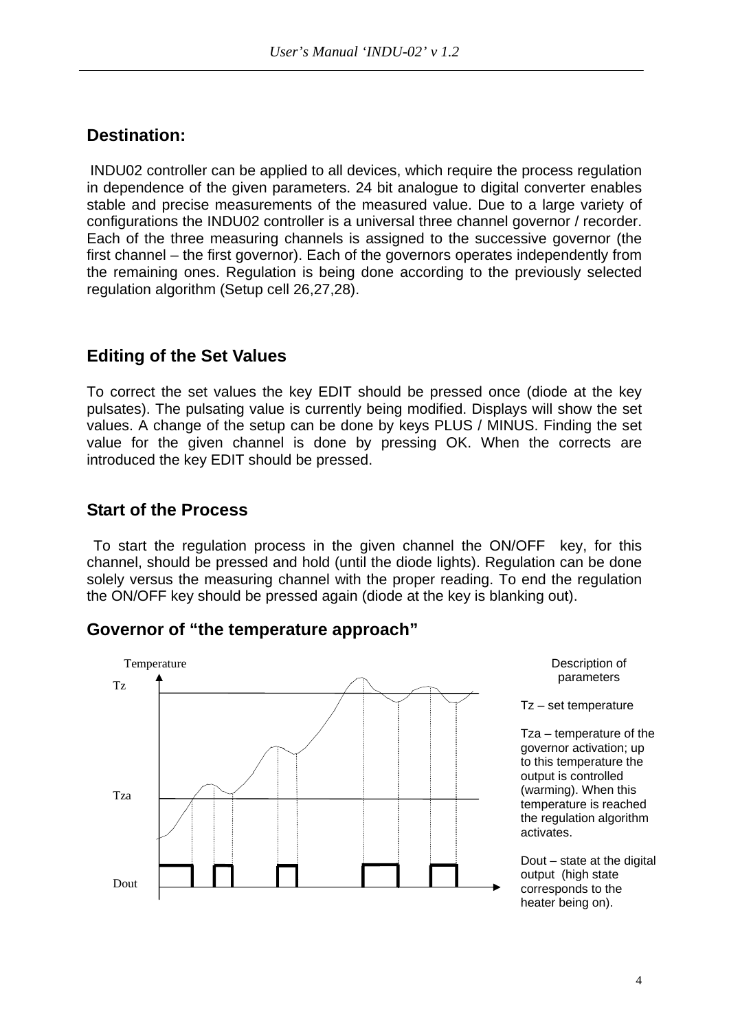## Destination:

INDU02 controller can be applied to all devices, which require the process regulation in dependence of the given parameters. 24 bit analogue to digital converter enables stable and precise measurements of the measured value. Due to a large variety of configurations the INDU02 controller is a universal three channel governor / recorder. Each of the three measuring channels is assigned to the successive governor (the first channel – the first governor). Each of the governors operates independently from the remaining ones. Regulation is being done according to the previously selected regulation algorithm (Setup cell 26,27,28).

## Editing of the Set Values

To correct the set values the key EDIT should be pressed once (diode at the key pulsates). The pulsating value is currently being modified. Displays will show the set values. A change of the setup can be done by keys PLUS / MINUS. Finding the set value for the given channel is done by pressing OK. When the corrects are introduced the key EDIT should be pressed.

## Start of the Process

To start the regulation process in the given channel the ON/OFF key, for this channel, should be pressed and hold (until the diode lights). Regulation can be done solely versus the measuring channel with the proper reading. To end the regulation the ON/OFF key should be pressed again (diode at the key is blanking out).

## Governor of “the temperature approach”

Temperature

Tz

Tza

Dout

Description of parameters

Tz – set temperature

Tza – temperature of the governor activation; up to this temperature the output is controlled (warming). When this temperature is reached the regulation algorithm activates.

Dout – state at the digital output (high state corresponds to the heater being on).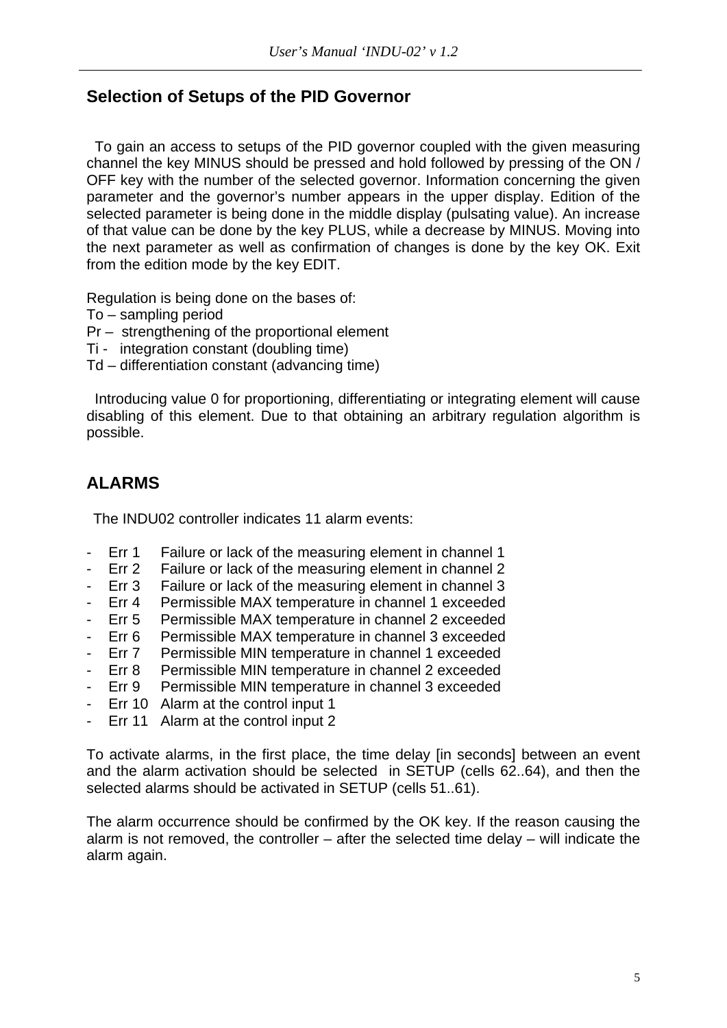## Selection of Setups of the PID Governor

To gain an access to setups of the PID governor coupled with the given measuring channel the key MINUS should be pressed and hold followed by pressing of the ON / OFF key with the number of the selected governor. Information concerning the given parameter and the governor's number appears in the upper display. Edition of the selected parameter is being done in the middle display (pulsating value). An increase of that value can be done by the key PLUS, while a decrease by MINUS. Moving into the next parameter as well as confirmation of changes is done by the key OK. Exit from the edition mode by the key EDIT.

Regulation is being done on the bases of:
To – sampling period
Pr – strengthening of the proportional element
Ti - integration constant (doubling time)
Td – differentiation constant (advancing time)

Introducing value 0 for proportioning, differentiating or integrating element will cause disabling of this element. Due to that obtaining an arbitrary regulation algorithm is possible.

## ALARMS

The INDU02 controller indicates 11 alarm events:

- Err 1 Failure or lack of the measuring element in channel 1
- Err 2 Failure or lack of the measuring element in channel 2
- Err 3 Failure or lack of the measuring element in channel 3
- Err 4 Permissible MAX temperature in channel 1 exceeded
- Err 5 Permissible MAX temperature in channel 2 exceeded
- Err 6 Permissible MAX temperature in channel 3 exceeded
- Err 7 Permissible MIN temperature in channel 1 exceeded
- Err 8 Permissible MIN temperature in channel 2 exceeded
- Err 9 Permissible MIN temperature in channel 3 exceeded
- Err 10 Alarm at the control input 1
- Err 11 Alarm at the control input 2

To activate alarms, in the first place, the time delay [in seconds] between an event and the alarm activation should be selected in SETUP (cells 62..64), and then the selected alarms should be activated in SETUP (cells 51..61).

The alarm occurrence should be confirmed by the OK key. If the reason causing the alarm is not removed, the controller – after the selected time delay – will indicate the alarm again.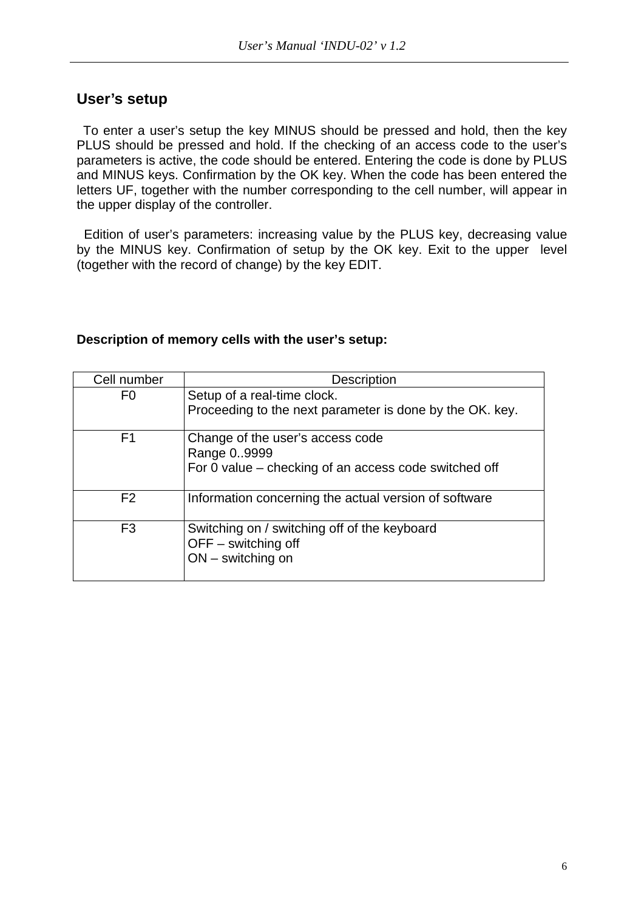## User's setup

To enter a user's setup the key MINUS should be pressed and hold, then the key PLUS should be pressed and hold. If the checking of an access code to the user's parameters is active, the code should be entered. Entering the code is done by PLUS and MINUS keys. Confirmation by the OK key. When the code has been entered the letters UF, together with the number corresponding to the cell number, will appear in the upper display of the controller.

Edition of user's parameters: increasing value by the PLUS key, decreasing value by the MINUS key. Confirmation of setup by the OK key. Exit to the upper level (together with the record of change) by the key EDIT.

**Description of memory cells with the user's setup:**

| Cell number | Description |
|---|---|
| F0 | Setup of a real-time clock.<br>Proceeding to the next parameter is done by the OK. key. |
| F1 | Change of the user's access code<br>Range 0..9999<br>For 0 value – checking of an access code switched off |
| F2 | Information concerning the actual version of software |
| F3 | Switching on / switching off of the keyboard<br>OFF – switching off<br>ON – switching on |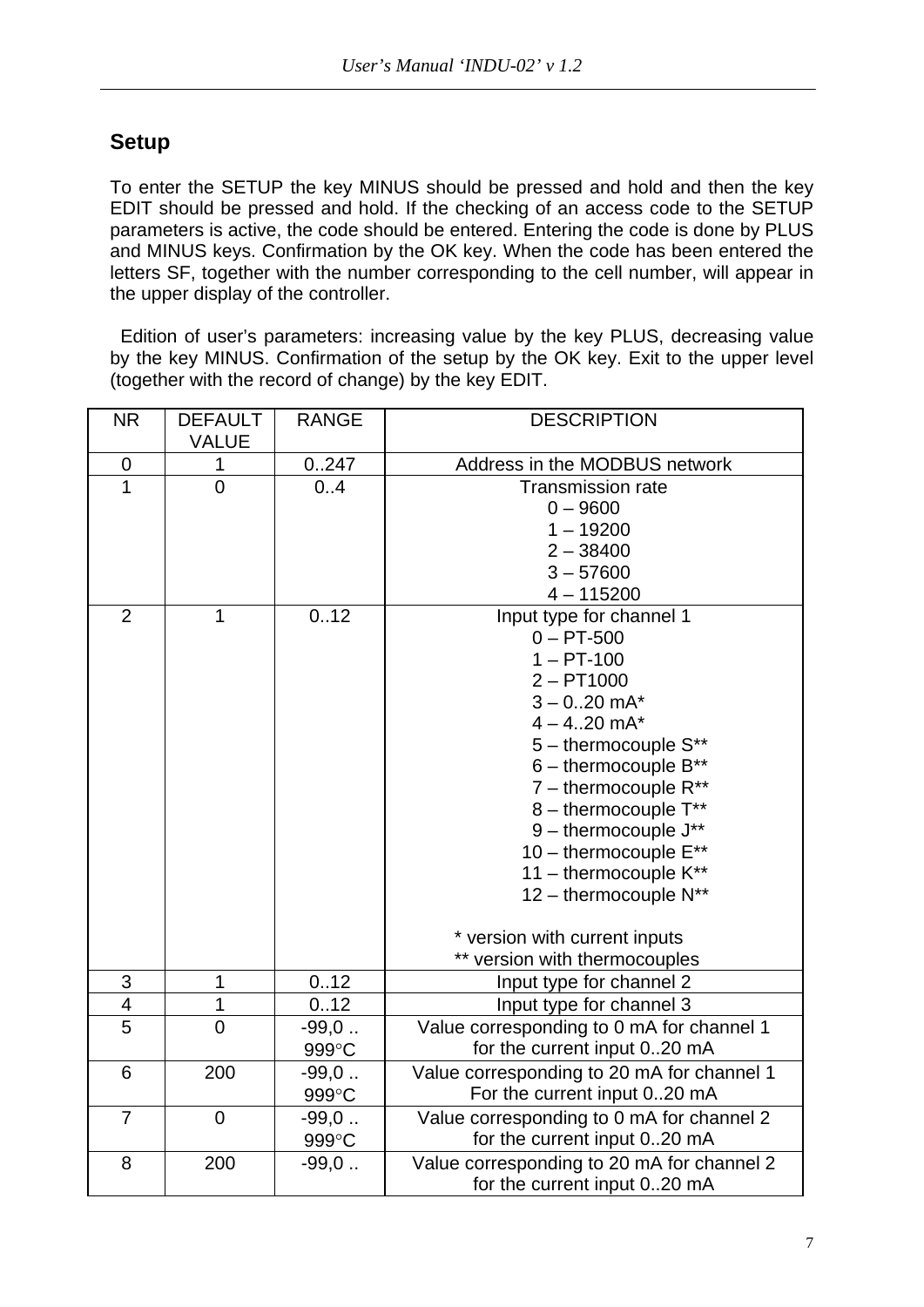## Setup

To enter the SETUP the key MINUS should be pressed and hold and then the key EDIT should be pressed and hold. If the checking of an access code to the SETUP parameters is active, the code should be entered. Entering the code is done by PLUS and MINUS keys. Confirmation by the OK key. When the code has been entered the letters SF, together with the number corresponding to the cell number, will appear in the upper display of the controller.

Edition of user's parameters: increasing value by the key PLUS, decreasing value by the key MINUS. Confirmation of the setup by the OK key. Exit to the upper level (together with the record of change) by the key EDIT.

| NR | DEFAULT VALUE | RANGE | DESCRIPTION |
|---|---|---|---|
| 0 | 1 | 0..247 | Address in the MODBUS network |
| 1 | 0 | 0..4 | Transmission rate<br>0 – 9600<br>1 – 19200<br>2 – 38400<br>3 – 57600<br>4 – 115200 |
| 2 | 1 | 0..12 | Input type for channel 1<br>0 – PT-500<br>1 – PT-100<br>2 – PT1000<br>3 – 0..20 mA*<br>4 – 4..20 mA*<br>5 – thermocouple S**<br>6 – thermocouple B**<br>7 – thermocouple R**<br>8 – thermocouple T**<br>9 – thermocouple J**<br>10 – thermocouple E**<br>11 – thermocouple K**<br>12 – thermocouple N**<br><br>* version with current inputs<br>** version with thermocouples |
| 3 | 1 | 0..12 | Input type for channel 2 |
| 4 | 1 | 0..12 | Input type for channel 3 |
| 5 | 0 | -99,0 .. 999°C | Value corresponding to 0 mA for channel 1 for the current input 0..20 mA |
| 6 | 200 | -99,0 .. 999°C | Value corresponding to 20 mA for channel 1 For the current input 0..20 mA |
| 7 | 0 | -99,0 .. 999°C | Value corresponding to 0 mA for channel 2 for the current input 0..20 mA |
| 8 | 200 | -99,0 .. | Value corresponding to 20 mA for channel 2 for the current input 0..20 mA |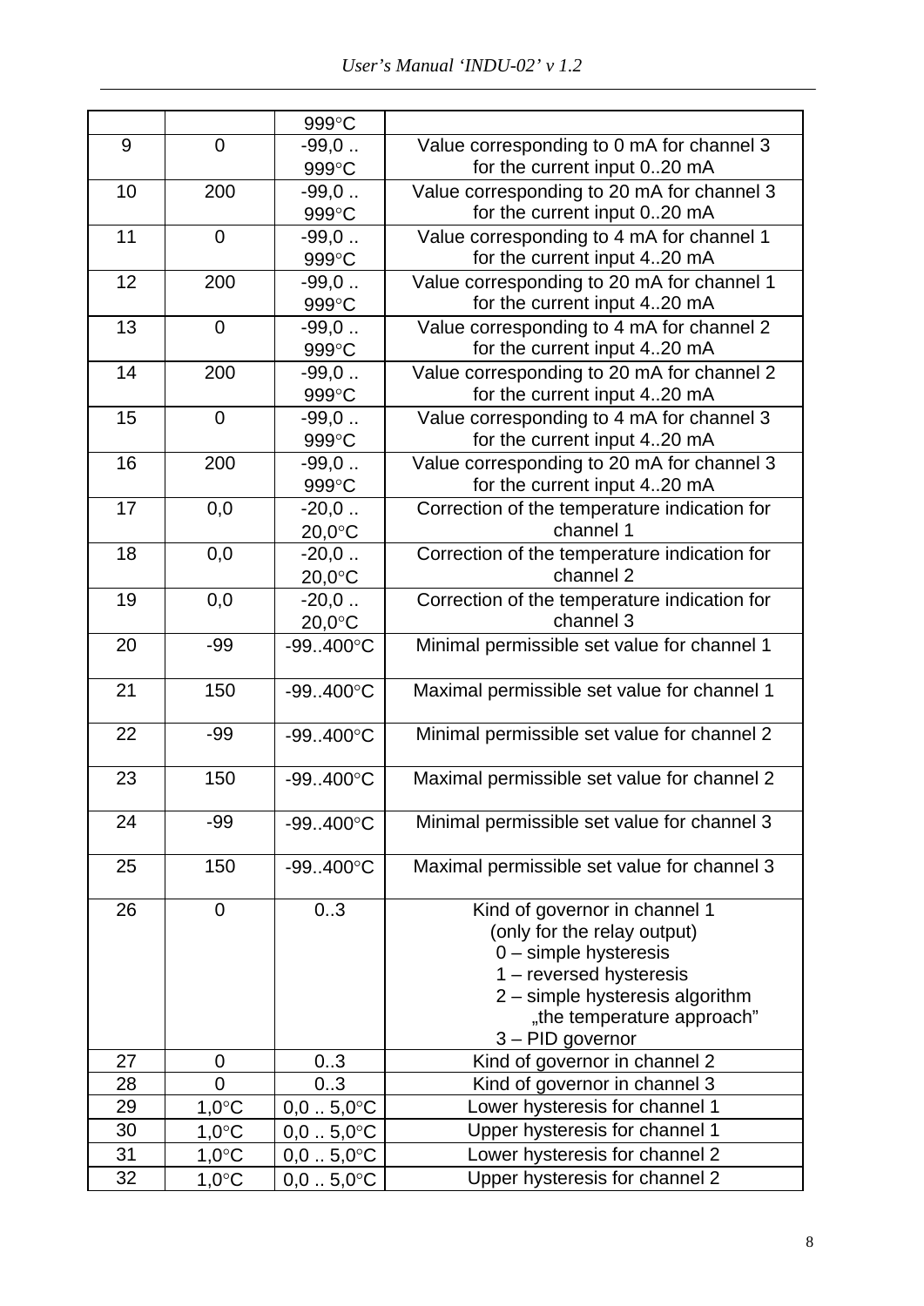| | | | |
|---|---|---|---|
| | | 999°C | |
| 9 | 0 | -99,0 .. 999°C | Value corresponding to 0 mA for channel 3 for the current input 0..20 mA |
| 10 | 200 | -99,0 .. 999°C | Value corresponding to 20 mA for channel 3 for the current input 0..20 mA |
| 11 | 0 | -99,0 .. 999°C | Value corresponding to 4 mA for channel 1 for the current input 4..20 mA |
| 12 | 200 | -99,0 .. 999°C | Value corresponding to 20 mA for channel 1 for the current input 4..20 mA |
| 13 | 0 | -99,0 .. 999°C | Value corresponding to 4 mA for channel 2 for the current input 4..20 mA |
| 14 | 200 | -99,0 .. 999°C | Value corresponding to 20 mA for channel 2 for the current input 4..20 mA |
| 15 | 0 | -99,0 .. 999°C | Value corresponding to 4 mA for channel 3 for the current input 4..20 mA |
| 16 | 200 | -99,0 .. 999°C | Value corresponding to 20 mA for channel 3 for the current input 4..20 mA |
| 17 | 0,0 | -20,0 .. 20,0°C | Correction of the temperature indication for channel 1 |
| 18 | 0,0 | -20,0 .. 20,0°C | Correction of the temperature indication for channel 2 |
| 19 | 0,0 | -20,0 .. 20,0°C | Correction of the temperature indication for channel 3 |
| 20 | -99 | -99..400°C | Minimal permissible set value for channel 1 |
| 21 | 150 | -99..400°C | Maximal permissible set value for channel 1 |
| 22 | -99 | -99..400°C | Minimal permissible set value for channel 2 |
| 23 | 150 | -99..400°C | Maximal permissible set value for channel 2 |
| 24 | -99 | -99..400°C | Minimal permissible set value for channel 3 |
| 25 | 150 | -99..400°C | Maximal permissible set value for channel 3 |
| 26 | 0 | 0..3 | Kind of governor in channel 1 (only for the relay output)<br>0 – simple hysteresis<br>1 – reversed hysteresis<br>2 – simple hysteresis algorithm „the temperature approach"<br>3 – PID governor |
| 27 | 0 | 0..3 | Kind of governor in channel 2 |
| 28 | 0 | 0..3 | Kind of governor in channel 3 |
| 29 | 1,0°C | 0,0 .. 5,0°C | Lower hysteresis for channel 1 |
| 30 | 1,0°C | 0,0 .. 5,0°C | Upper hysteresis for channel 1 |
| 31 | 1,0°C | 0,0 .. 5,0°C | Lower hysteresis for channel 2 |
| 32 | 1,0°C | 0,0 .. 5,0°C | Upper hysteresis for channel 2 |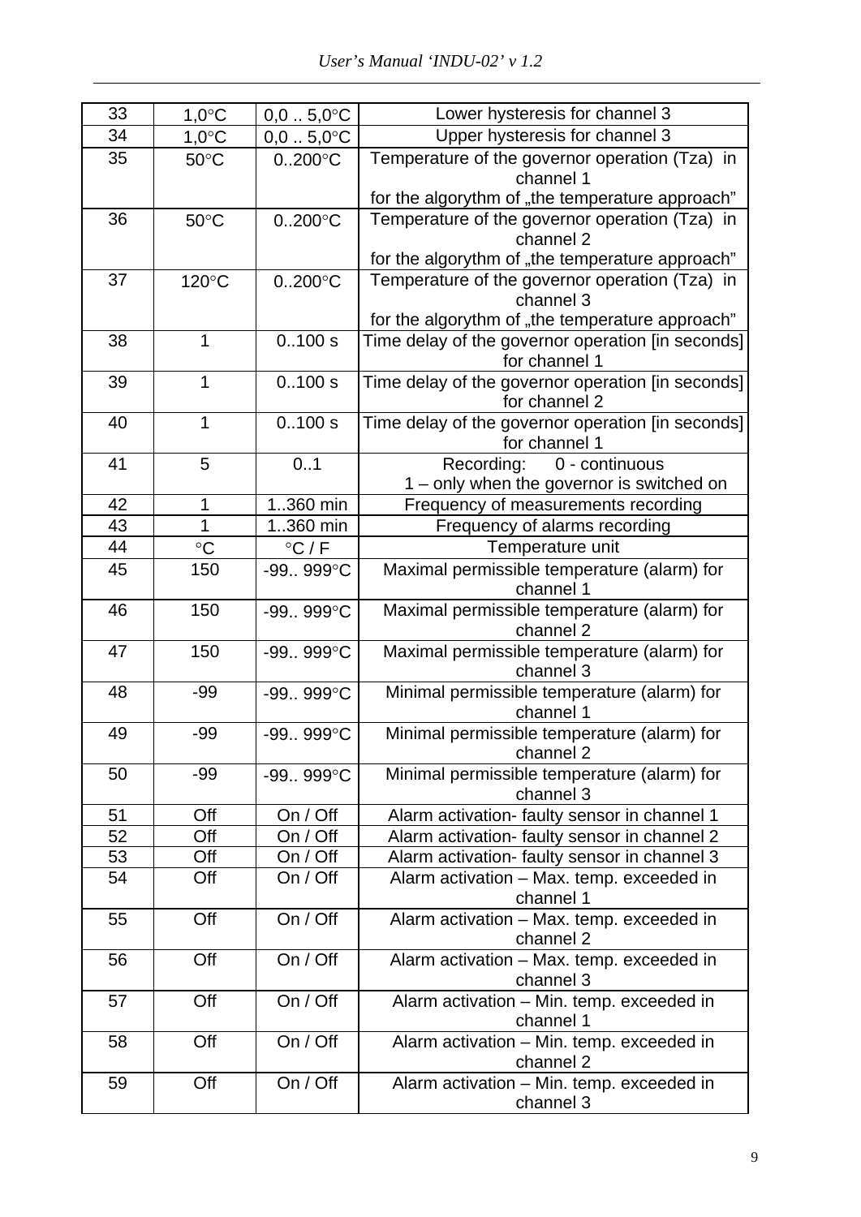| 33 | 1,0°C | 0,0 .. 5,0°C | Lower hysteresis for channel 3 |
|---|---|---|---|
| 34 | 1,0°C | 0,0 .. 5,0°C | Upper hysteresis for channel 3 |
| 35 | 50°C | 0..200°C | Temperature of the governor operation (Tza) in channel 1 for the algorythm of „the temperature approach" |
| 36 | 50°C | 0..200°C | Temperature of the governor operation (Tza) in channel 2 for the algorythm of „the temperature approach" |
| 37 | 120°C | 0..200°C | Temperature of the governor operation (Tza) in channel 3 for the algorythm of „the temperature approach" |
| 38 | 1 | 0..100 s | Time delay of the governor operation [in seconds] for channel 1 |
| 39 | 1 | 0..100 s | Time delay of the governor operation [in seconds] for channel 2 |
| 40 | 1 | 0..100 s | Time delay of the governor operation [in seconds] for channel 1 |
| 41 | 5 | 0..1 | Recording: 0 - continuous 1 – only when the governor is switched on |
| 42 | 1 | 1..360 min | Frequency of measurements recording |
| 43 | 1 | 1..360 min | Frequency of alarms recording |
| 44 | °C | °C / F | Temperature unit |
| 45 | 150 | -99.. 999°C | Maximal permissible temperature (alarm) for channel 1 |
| 46 | 150 | -99.. 999°C | Maximal permissible temperature (alarm) for channel 2 |
| 47 | 150 | -99.. 999°C | Maximal permissible temperature (alarm) for channel 3 |
| 48 | -99 | -99.. 999°C | Minimal permissible temperature (alarm) for channel 1 |
| 49 | -99 | -99.. 999°C | Minimal permissible temperature (alarm) for channel 2 |
| 50 | -99 | -99.. 999°C | Minimal permissible temperature (alarm) for channel 3 |
| 51 | Off | On / Off | Alarm activation- faulty sensor in channel 1 |
| 52 | Off | On / Off | Alarm activation- faulty sensor in channel 2 |
| 53 | Off | On / Off | Alarm activation- faulty sensor in channel 3 |
| 54 | Off | On / Off | Alarm activation – Max. temp. exceeded in channel 1 |
| 55 | Off | On / Off | Alarm activation – Max. temp. exceeded in channel 2 |
| 56 | Off | On / Off | Alarm activation – Max. temp. exceeded in channel 3 |
| 57 | Off | On / Off | Alarm activation – Min. temp. exceeded in channel 1 |
| 58 | Off | On / Off | Alarm activation – Min. temp. exceeded in channel 2 |
| 59 | Off | On / Off | Alarm activation – Min. temp. exceeded in channel 3 |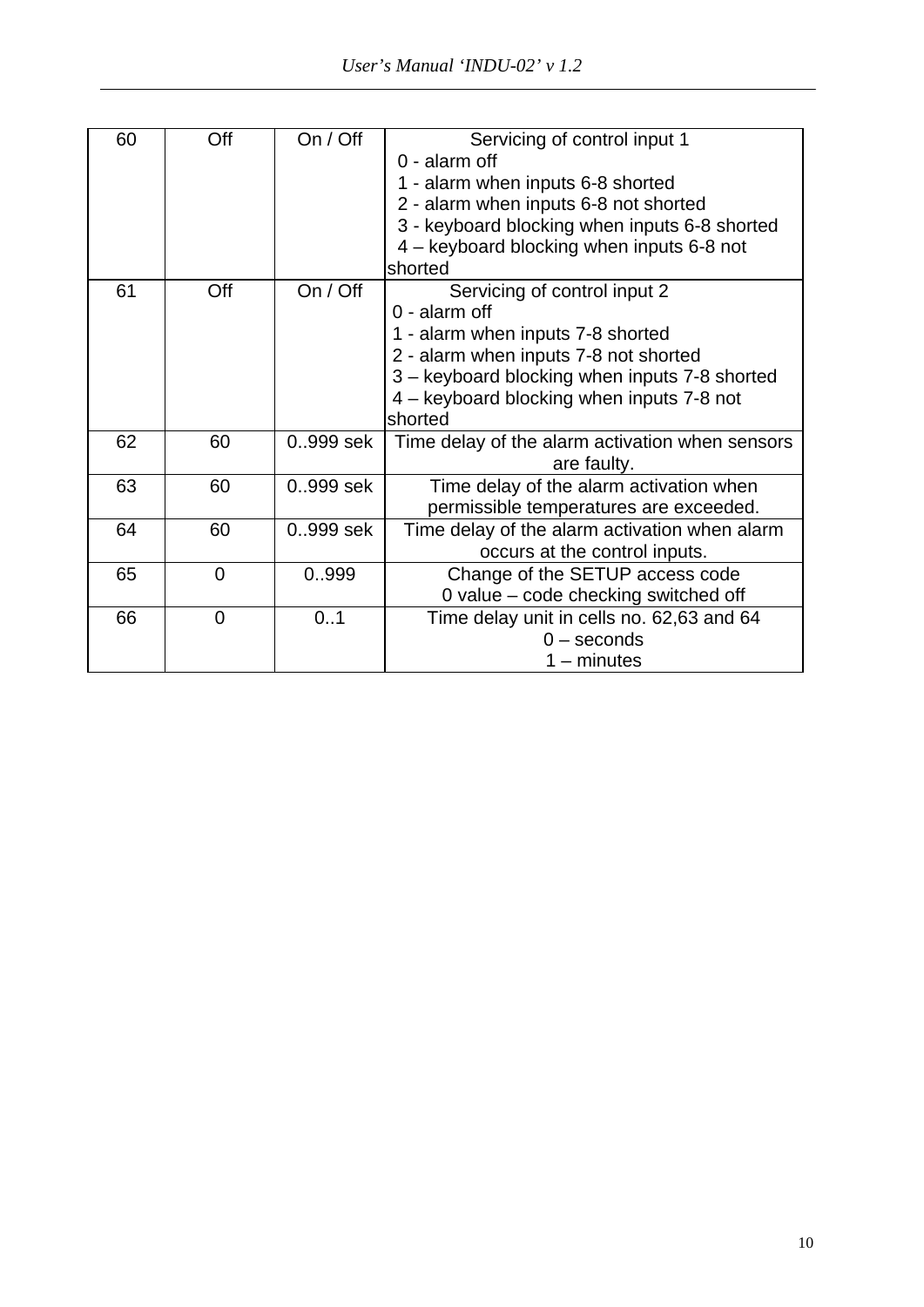| 60 | Off | On / Off | Servicing of control input 1<br>0 - alarm off<br>1 - alarm when inputs 6-8 shorted<br>2 - alarm when inputs 6-8 not shorted<br>3 - keyboard blocking when inputs 6-8 shorted<br>4 – keyboard blocking when inputs 6-8 not shorted |
|---|---|---|---|
| 61 | Off | On / Off | Servicing of control input 2<br>0 - alarm off<br>1 - alarm when inputs 7-8 shorted<br>2 - alarm when inputs 7-8 not shorted<br>3 – keyboard blocking when inputs 7-8 shorted<br>4 – keyboard blocking when inputs 7-8 not shorted |
| 62 | 60 | 0..999 sek | Time delay of the alarm activation when sensors are faulty. |
| 63 | 60 | 0..999 sek | Time delay of the alarm activation when permissible temperatures are exceeded. |
| 64 | 60 | 0..999 sek | Time delay of the alarm activation when alarm occurs at the control inputs. |
| 65 | 0 | 0..999 | Change of the SETUP access code<br>0 value – code checking switched off |
| 66 | 0 | 0..1 | Time delay unit in cells no. 62,63 and 64<br>0 – seconds<br>1 – minutes |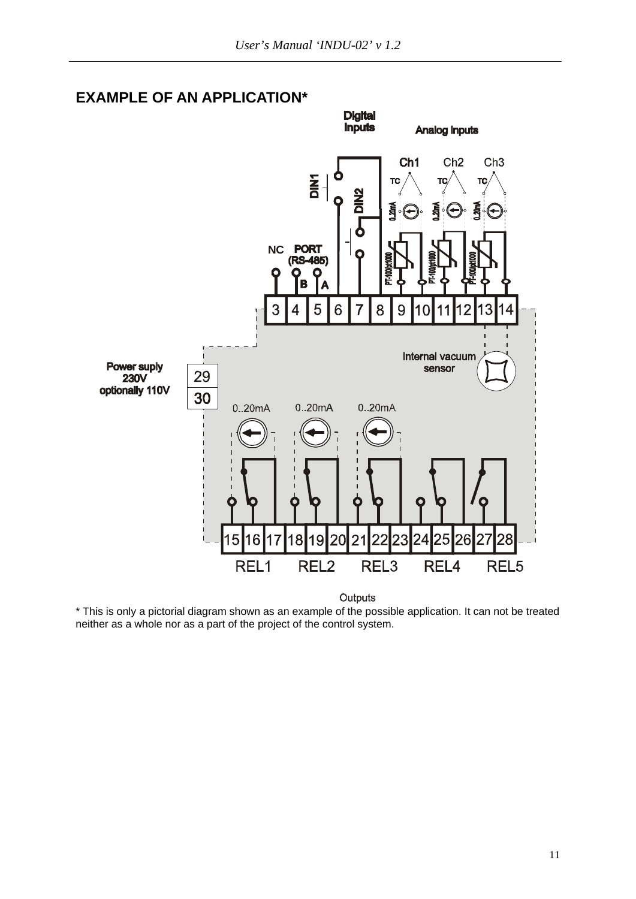## EXAMPLE OF AN APPLICATION*

\* This is only a pictorial diagram shown as an example of the possible application. It can not be treated neither as a whole nor as a part of the project of the control system.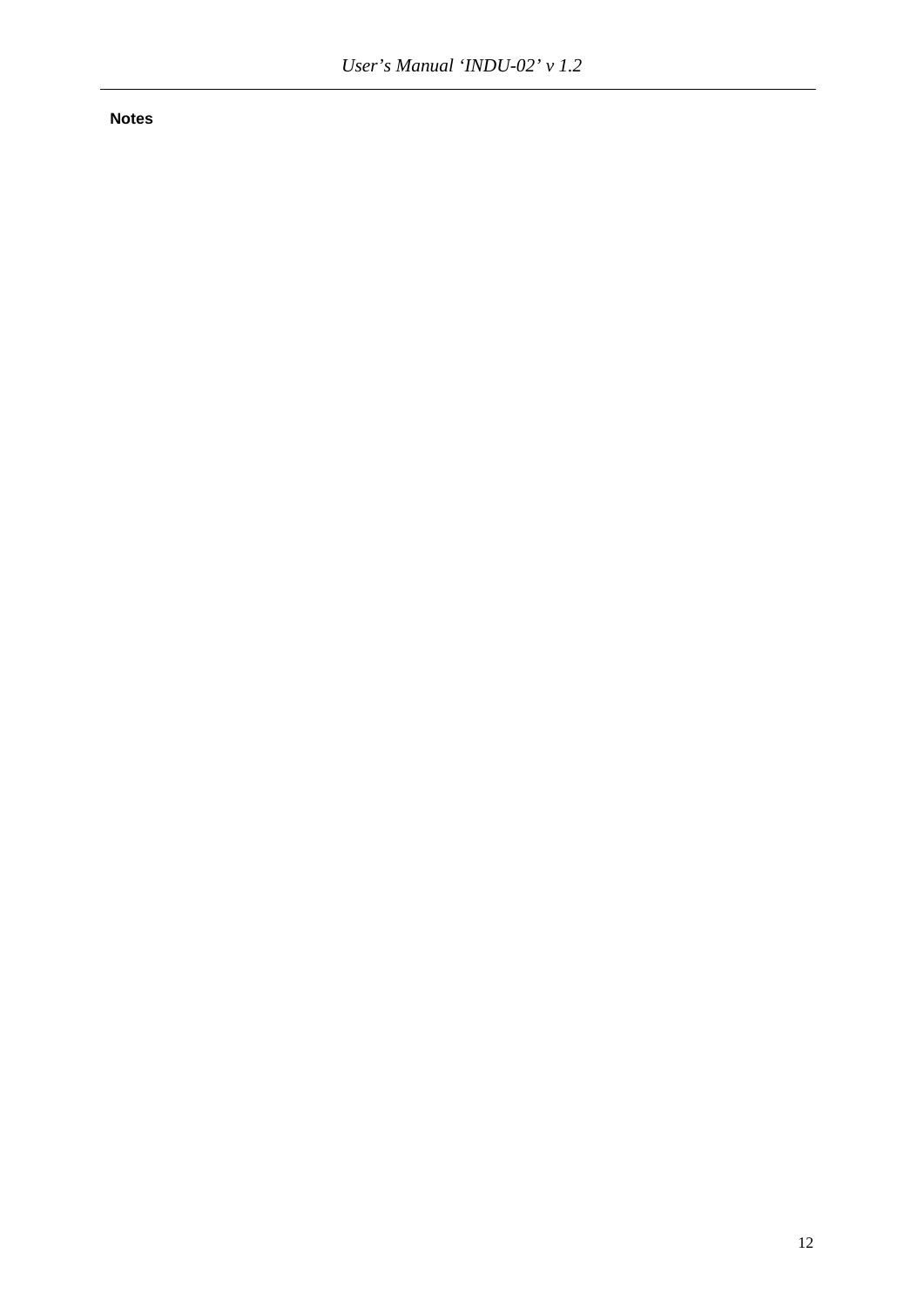**Notes**